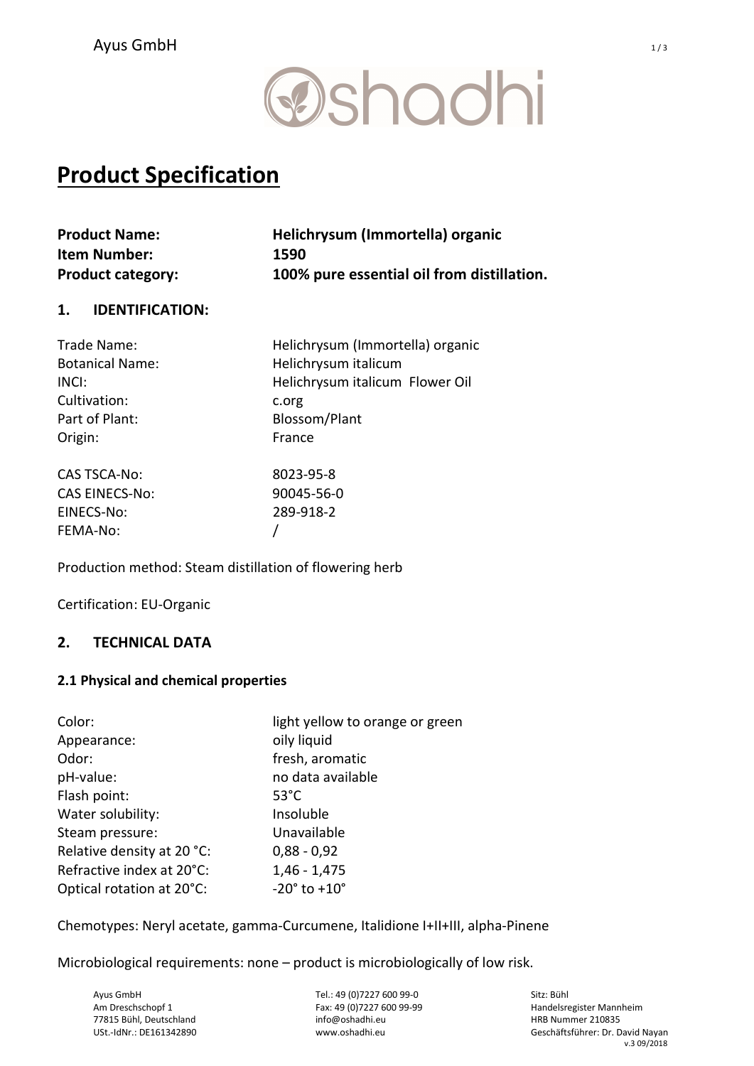Ayus GmbH

oshadhi

# Product Specification

| | |
|---|---|
| **Product Name:** | **Helichrysum (Immortella) organic** |
| **Item Number:** | **1590** |
| **Product category:** | **100% pure essential oil from distillation.** |

## 1. IDENTIFICATION:

| | |
|---|---|
| Trade Name: | Helichrysum (Immortella) organic |
| Botanical Name: | Helichrysum italicum |
| INCI: | Helichrysum italicum Flower Oil |
| Cultivation: | c.org |
| Part of Plant: | Blossom/Plant |
| Origin: | France |

| | |
|---|---|
| CAS TSCA-No: | 8023-95-8 |
| CAS EINECS-No: | 90045-56-0 |
| EINECS-No: | 289-918-2 |
| FEMA-No: | / |

Production method: Steam distillation of flowering herb

Certification: EU-Organic

## 2. TECHNICAL DATA

### 2.1 Physical and chemical properties

| | |
|---|---|
| Color: | light yellow to orange or green |
| Appearance: | oily liquid |
| Odor: | fresh, aromatic |
| pH-value: | no data available |
| Flash point: | 53°C |
| Water solubility: | Insoluble |
| Steam pressure: | Unavailable |
| Relative density at 20 °C: | 0,88 - 0,92 |
| Refractive index at 20°C: | 1,46 - 1,475 |
| Optical rotation at 20°C: | -20° to +10° |

Chemotypes: Neryl acetate, gamma-Curcumene, Italidione I+II+III, alpha-Pinene

Microbiological requirements: none – product is microbiologically of low risk.

Ayus GmbH
Am Dreschschopf 1
77815 Bühl, Deutschland
USt.-IdNr.: DE161342890

Tel.: 49 (0)7227 600 99-0
Fax: 49 (0)7227 600 99-99
info@oshadhi.eu
www.oshadhi.eu

Sitz: Bühl
Handelsregister Mannheim
HRB Nummer 210835
Geschäftsführer: Dr. David Nayan
v.3 09/2018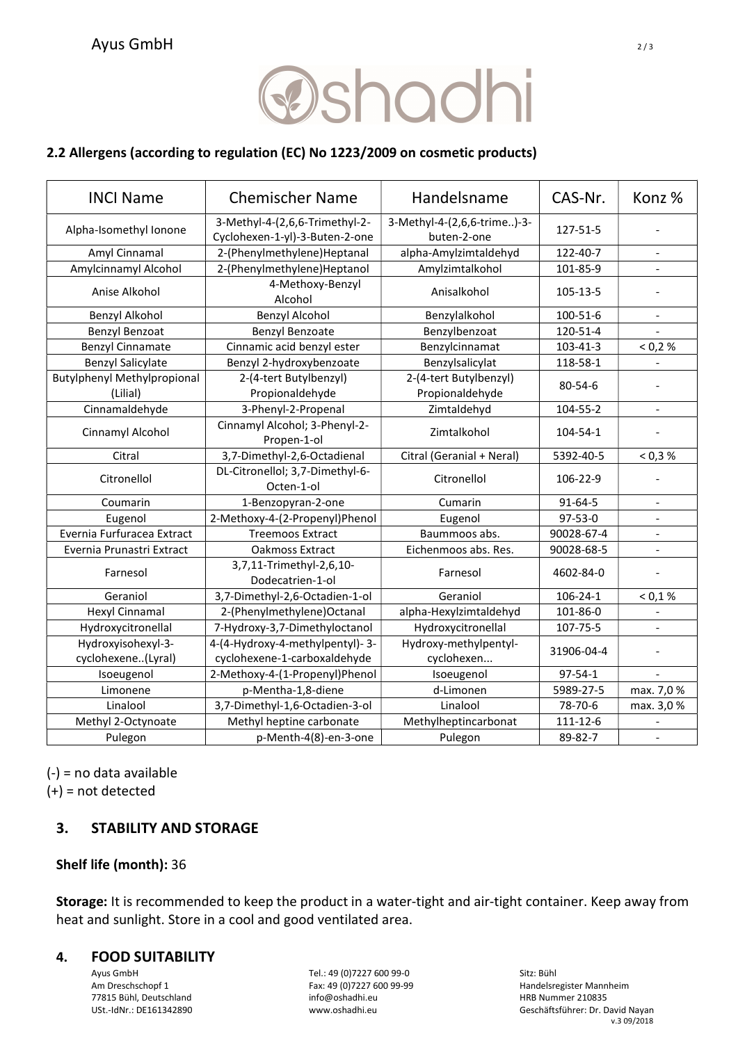## 2.2 Allergens (according to regulation (EC) No 1223/2009 on cosmetic products)

| INCI Name | Chemischer Name | Handelsname | CAS-Nr. | Konz % |
|---|---|---|---|---|
| Alpha-Isomethyl Ionone | 3-Methyl-4-(2,6,6-Trimethyl-2-Cyclohexen-1-yl)-3-Buten-2-one | 3-Methyl-4-(2,6,6-trime..)-3-buten-2-one | 127-51-5 | - |
| Amyl Cinnamal | 2-(Phenylmethylene)Heptanal | alpha-Amylzimtaldehyd | 122-40-7 | - |
| Amylcinnamyl Alcohol | 2-(Phenylmethylene)Heptanol | Amylzimtalkohol | 101-85-9 | - |
| Anise Alkohol | 4-Methoxy-Benzyl Alcohol | Anisalkohol | 105-13-5 | - |
| Benzyl Alkohol | Benzyl Alcohol | Benzylalkohol | 100-51-6 | - |
| Benzyl Benzoat | Benzyl Benzoate | Benzylbenzoat | 120-51-4 | - |
| Benzyl Cinnamate | Cinnamic acid benzyl ester | Benzylcinnamat | 103-41-3 | < 0,2 % |
| Benzyl Salicylate | Benzyl 2-hydroxybenzoate | Benzylsalicylat | 118-58-1 | - |
| Butylphenyl Methylpropional (Lilial) | 2-(4-tert Butylbenzyl) Propionaldehyde | 2-(4-tert Butylbenzyl) Propionaldehyde | 80-54-6 | - |
| Cinnamaldehyde | 3-Phenyl-2-Propenal | Zimtaldehyd | 104-55-2 | - |
| Cinnamyl Alcohol | Cinnamyl Alcohol; 3-Phenyl-2-Propen-1-ol | Zimtalkohol | 104-54-1 | - |
| Citral | 3,7-Dimethyl-2,6-Octadienal | Citral (Geranial + Neral) | 5392-40-5 | < 0,3 % |
| Citronellol | DL-Citronellol; 3,7-Dimethyl-6-Octen-1-ol | Citronellol | 106-22-9 | - |
| Coumarin | 1-Benzopyran-2-one | Cumarin | 91-64-5 | - |
| Eugenol | 2-Methoxy-4-(2-Propenyl)Phenol | Eugenol | 97-53-0 | - |
| Evernia Furfuracea Extract | Treemoos Extract | Baummoos abs. | 90028-67-4 | - |
| Evernia Prunastri Extract | Oakmoss Extract | Eichenmoos abs. Res. | 90028-68-5 | - |
| Farnesol | 3,7,11-Trimethyl-2,6,10-Dodecatrien-1-ol | Farnesol | 4602-84-0 | - |
| Geraniol | 3,7-Dimethyl-2,6-Octadien-1-ol | Geraniol | 106-24-1 | < 0,1 % |
| Hexyl Cinnamal | 2-(Phenylmethylene)Octanal | alpha-Hexylzimtaldehyd | 101-86-0 | - |
| Hydroxycitronellal | 7-Hydroxy-3,7-Dimethyloctanol | Hydroxycitronellal | 107-75-5 | - |
| Hydroxyisohexyl-3-cyclohexene..(Lyral) | 4-(4-Hydroxy-4-methylpentyl)- 3-cyclohexene-1-carboxaldehyde | Hydroxy-methylpentyl-cyclohexen... | 31906-04-4 | - |
| Isoeugenol | 2-Methoxy-4-(1-Propenyl)Phenol | Isoeugenol | 97-54-1 | - |
| Limonene | p-Mentha-1,8-diene | d-Limonen | 5989-27-5 | max. 7,0 % |
| Linalool | 3,7-Dimethyl-1,6-Octadien-3-ol | Linalool | 78-70-6 | max. 3,0 % |
| Methyl 2-Octynoate | Methyl heptine carbonate | Methylheptincarbonat | 111-12-6 | - |
| Pulegon | p-Menth-4(8)-en-3-one | Pulegon | 89-82-7 | - |

(-) = no data available
(+) = not detected

## 3. STABILITY AND STORAGE

**Shelf life (month):** 36

**Storage:** It is recommended to keep the product in a water-tight and air-tight container. Keep away from heat and sunlight. Store in a cool and good ventilated area.

## 4. FOOD SUITABILITY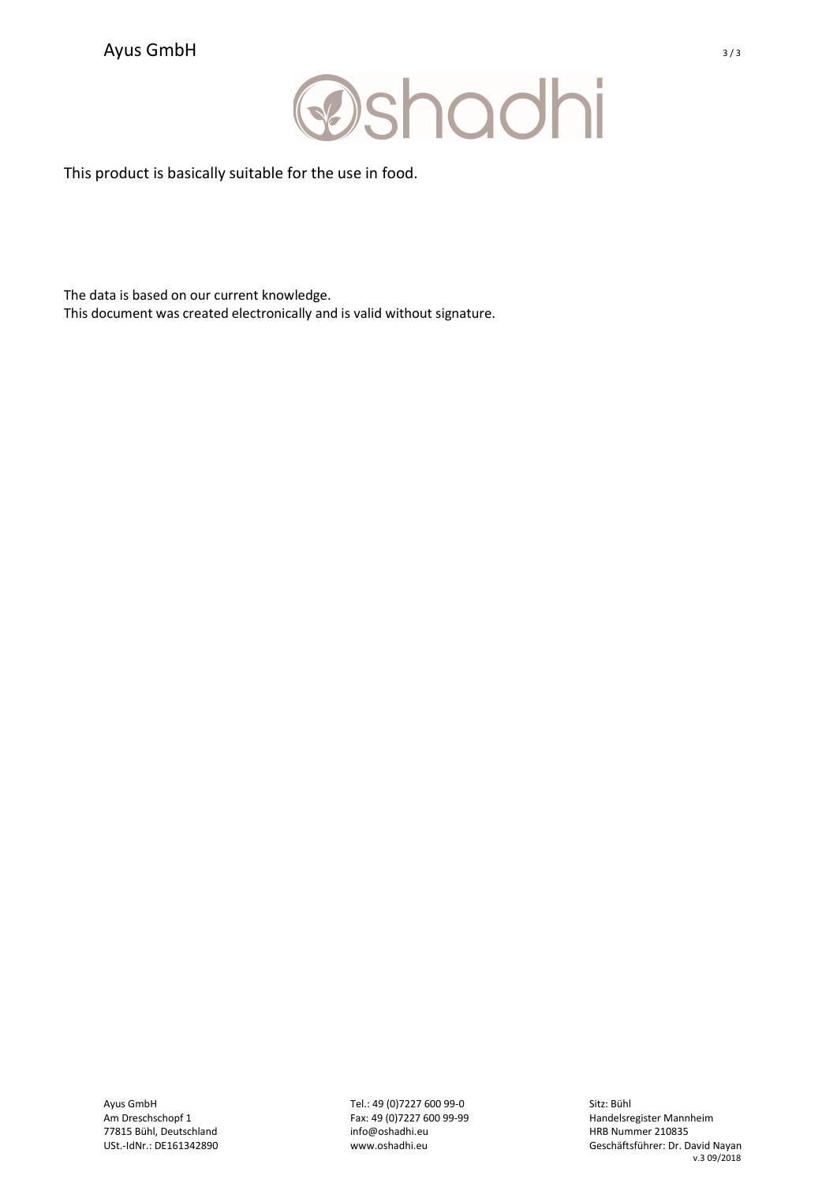This product is basically suitable for the use in food.

The data is based on our current knowledge.
This document was created electronically and is valid without signature.